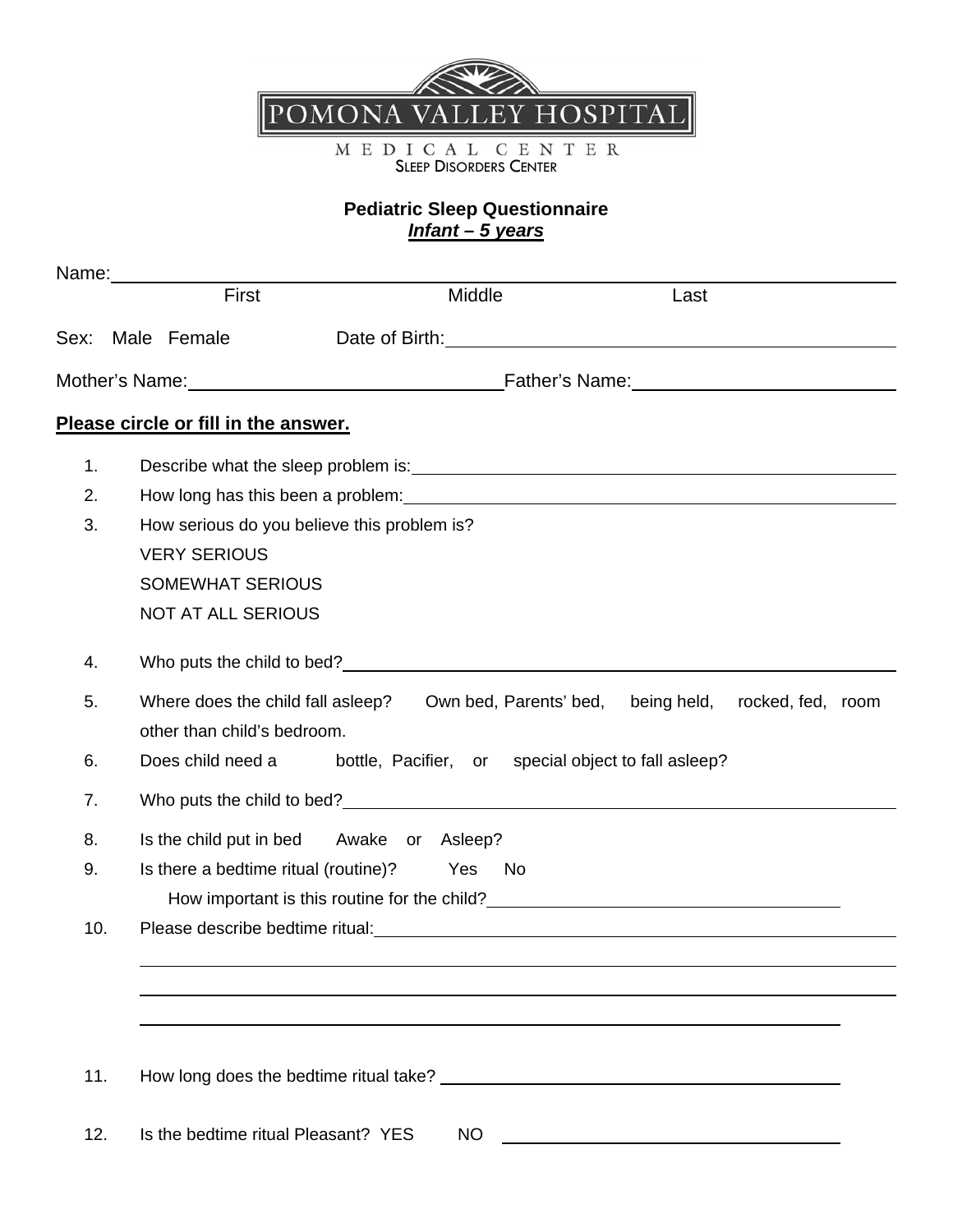POMONA VALLEY HOSPITAL

MEDICAL CENTER

SLEEP DISORDERS CENTER

## Pediatric Sleep Questionnaire

***Infant – 5 years***

Name: ______________________________________________
First Middle Last

Sex: Male Female Date of Birth: ______________________

Mother's Name: ______________________ Father's Name: ______________________

**Please circle or fill in the answer.**

1. Describe what the sleep problem is: ______________________
2. How long has this been a problem: ______________________
3. How serious do you believe this problem is?
   VERY SERIOUS
   SOMEWHAT SERIOUS
   NOT AT ALL SERIOUS
4. Who puts the child to bed? ______________________
5. Where does the child fall asleep? Own bed, Parents' bed, being held, rocked, fed, room other than child's bedroom.
6. Does child need a bottle, Pacifier, or special object to fall asleep?
7. Who puts the child to bed? ______________________
8. Is the child put in bed Awake or Asleep?
9. Is there a bedtime ritual (routine)? Yes No
   How important is this routine for the child? ______________________
10. Please describe bedtime ritual: ______________________
    ______________________
    ______________________
    ______________________
11. How long does the bedtime ritual take? ______________________
12. Is the bedtime ritual Pleasant? YES NO ______________________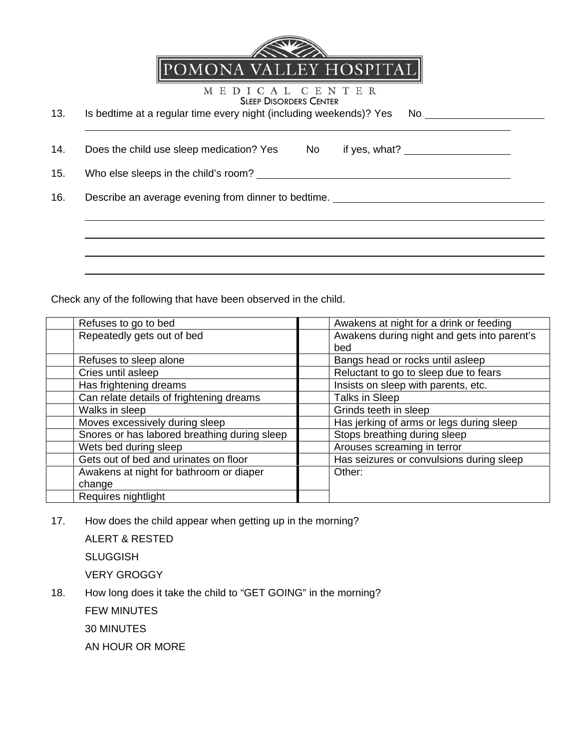# POMONA VALLEY HOSPITAL

MEDICAL CENTER

SLEEP DISORDERS CENTER

13. Is bedtime at a regular time every night (including weekends)? Yes No ____________________
______________________________________________________________________________

14. Does the child use sleep medication? Yes No if yes, what? __________________

15. Who else sleeps in the child's room? ______________________________________________

16. Describe an average evening from dinner to bedtime. ______________________________________
______________________________________________________________________________
______________________________________________________________________________
______________________________________________________________________________
______________________________________________________________________________

Check any of the following that have been observed in the child.

| | | | |
|---|---|---|---|
| | Refuses to go to bed | | Awakens at night for a drink or feeding |
| | Repeatedly gets out of bed | | Awakens during night and gets into parent's bed |
| | Refuses to sleep alone | | Bangs head or rocks until asleep |
| | Cries until asleep | | Reluctant to go to sleep due to fears |
| | Has frightening dreams | | Insists on sleep with parents, etc. |
| | Can relate details of frightening dreams | | Talks in Sleep |
| | Walks in sleep | | Grinds teeth in sleep |
| | Moves excessively during sleep | | Has jerking of arms or legs during sleep |
| | Snores or has labored breathing during sleep | | Stops breathing during sleep |
| | Wets bed during sleep | | Arouses screaming in terror |
| | Gets out of bed and urinates on floor | | Has seizures or convulsions during sleep |
| | Awakens at night for bathroom or diaper change | | Other: |
| | Requires nightlight | | |

17. How does the child appear when getting up in the morning?

    ALERT & RESTED

    SLUGGISH

    VERY GROGGY

18. How long does it take the child to "GET GOING" in the morning?

    FEW MINUTES

    30 MINUTES

    AN HOUR OR MORE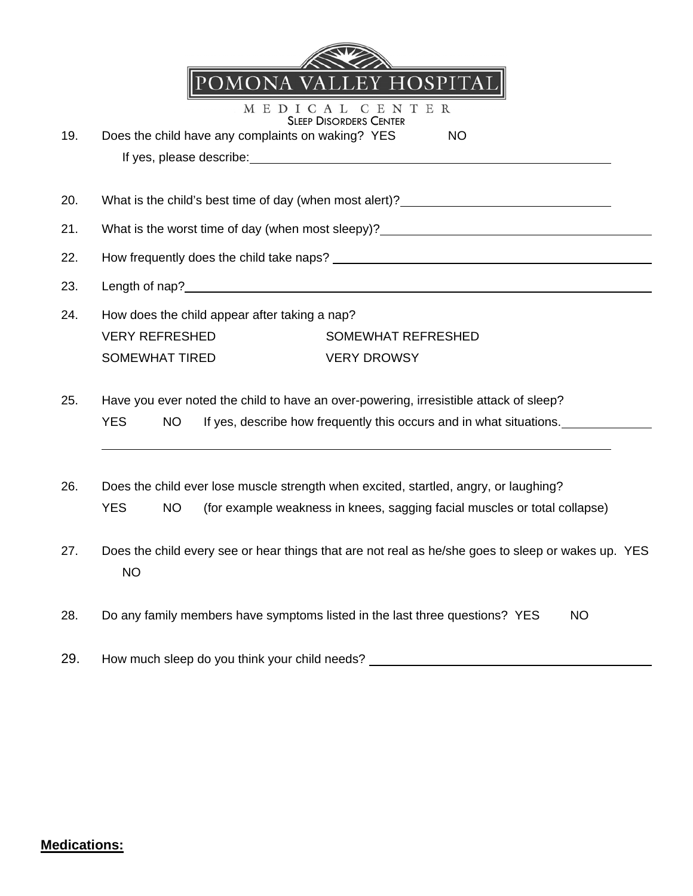POMONA VALLEY HOSPITAL

MEDICAL CENTER

SLEEP DISORDERS CENTER

19. Does the child have any complaints on waking? YES NO

    If yes, please describe: \_\_\_\_\_\_\_\_\_\_\_\_\_\_\_\_\_\_\_\_\_\_\_\_

20. What is the child's best time of day (when most alert)? \_\_\_\_\_\_\_\_\_\_\_\_\_\_\_\_

21. What is the worst time of day (when most sleepy)? \_\_\_\_\_\_\_\_\_\_\_\_\_\_\_\_

22. How frequently does the child take naps? \_\_\_\_\_\_\_\_\_\_\_\_\_\_\_\_

23. Length of nap? \_\_\_\_\_\_\_\_\_\_\_\_\_\_\_\_

24. How does the child appear after taking a nap?

    VERY REFRESHED    SOMEWHAT REFRESHED

    SOMEWHAT TIRED    VERY DROWSY

25. Have you ever noted the child to have an over-powering, irresistible attack of sleep?

    YES NO If yes, describe how frequently this occurs and in what situations. \_\_\_\_\_\_\_\_\_\_\_\_\_\_\_\_

    \_\_\_\_\_\_\_\_\_\_\_\_\_\_\_\_\_\_\_\_\_\_\_\_\_\_\_\_\_\_\_\_

26. Does the child ever lose muscle strength when excited, startled, angry, or laughing?

    YES NO (for example weakness in knees, sagging facial muscles or total collapse)

27. Does the child every see or hear things that are not real as he/she goes to sleep or wakes up. YES NO

28. Do any family members have symptoms listed in the last three questions? YES NO

29. How much sleep do you think your child needs? \_\_\_\_\_\_\_\_\_\_\_\_\_\_\_\_

**Medications:**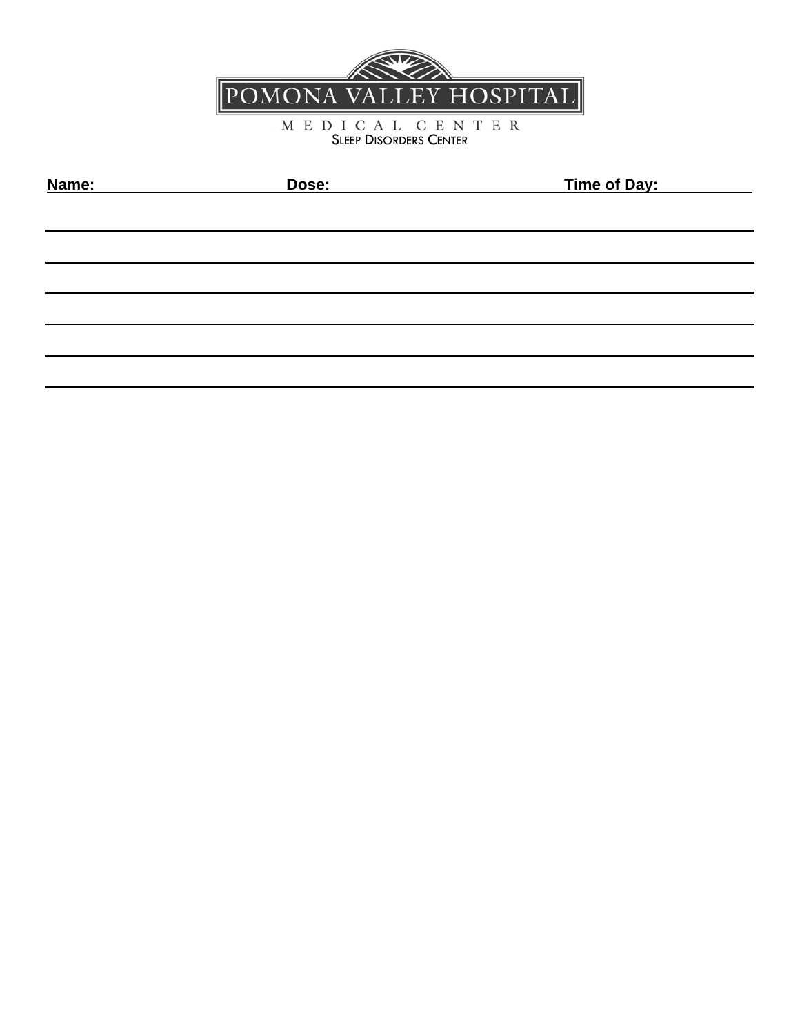POMONA VALLEY HOSPITAL

MEDICAL CENTER

SLEEP DISORDERS CENTER

**Name:** **Dose:** **Time of Day:**